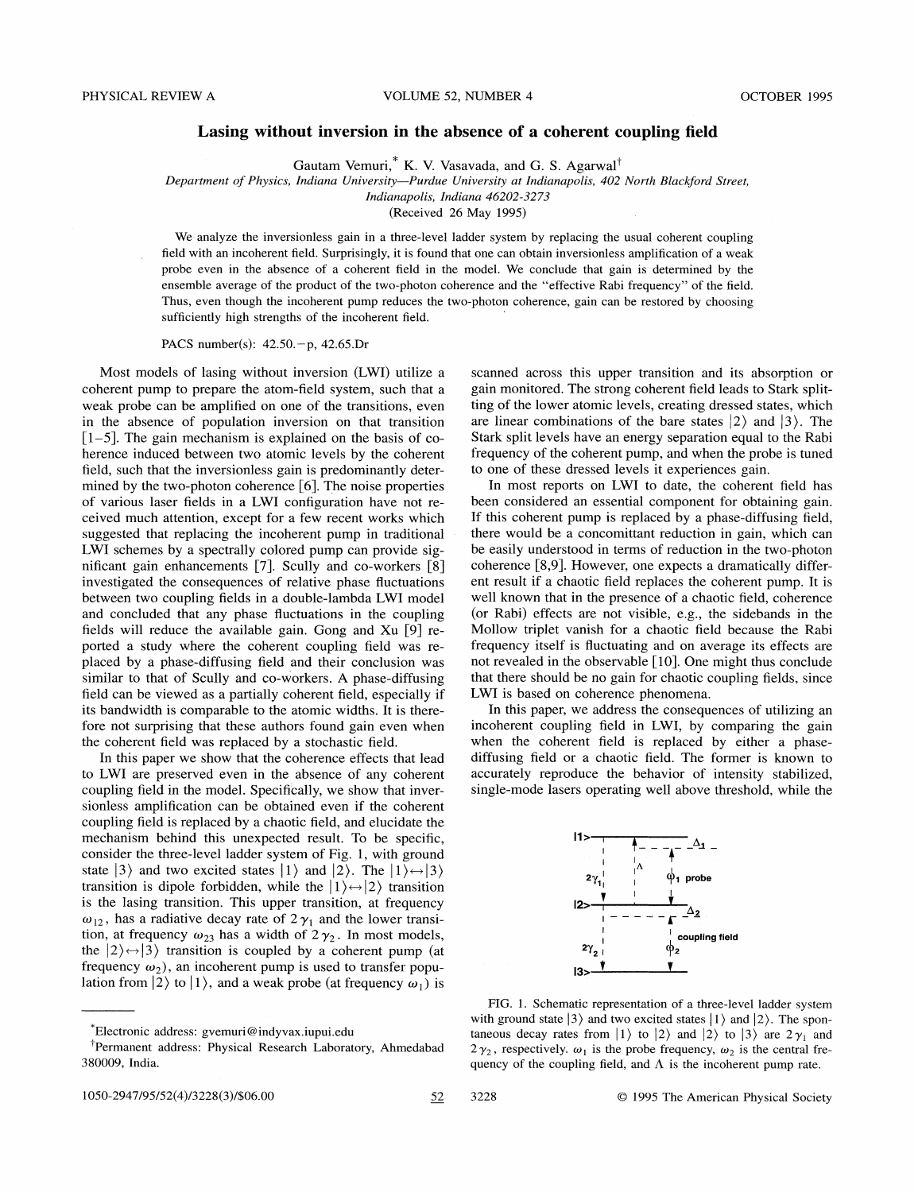# Lasing without inversion in the absence of a coherent coupling field

Gautam Vemuri,* K. V. Vasavada, and G. S. Agarwal†

*Department of Physics, Indiana University—Purdue University at Indianapolis, 402 North Blackford Street, Indianapolis, Indiana 46202-3273*

(Received 26 May 1995)

We analyze the inversionless gain in a three-level ladder system by replacing the usual coherent coupling field with an incoherent field. Surprisingly, it is found that one can obtain inversionless amplification of a weak probe even in the absence of a coherent field in the model. We conclude that gain is determined by the ensemble average of the product of the two-photon coherence and the "effective Rabi frequency" of the field. Thus, even though the incoherent pump reduces the two-photon coherence, gain can be restored by choosing sufficiently high strengths of the incoherent field.

PACS number(s): 42.50.−p, 42.65.Dr

Most models of lasing without inversion (LWI) utilize a coherent pump to prepare the atom-field system, such that a weak probe can be amplified on one of the transitions, even in the absence of population inversion on that transition [1–5]. The gain mechanism is explained on the basis of coherence induced between two atomic levels by the coherent field, such that the inversionless gain is predominantly determined by the two-photon coherence [6]. The noise properties of various laser fields in a LWI configuration have not received much attention, except for a few recent works which suggested that replacing the incoherent pump in traditional LWI schemes by a spectrally colored pump can provide significant gain enhancements [7]. Scully and co-workers [8] investigated the consequences of relative phase fluctuations between two coupling fields in a double-lambda LWI model and concluded that any phase fluctuations in the coupling fields will reduce the available gain. Gong and Xu [9] reported a study where the coherent coupling field was replaced by a phase-diffusing field and their conclusion was similar to that of Scully and co-workers. A phase-diffusing field can be viewed as a partially coherent field, especially if its bandwidth is comparable to the atomic widths. It is therefore not surprising that these authors found gain even when the coherent field was replaced by a stochastic field.

In this paper we show that the coherence effects that lead to LWI are preserved even in the absence of any coherent coupling field in the model. Specifically, we show that inversionless amplification can be obtained even if the coherent coupling field is replaced by a chaotic field, and elucidate the mechanism behind this unexpected result. To be specific, consider the three-level ladder system of Fig. 1, with ground state $|3\rangle$ and two excited states $|1\rangle$ and $|2\rangle$. The $|1\rangle \leftrightarrow |3\rangle$ transition is dipole forbidden, while the $|1\rangle \leftrightarrow |2\rangle$ transition is the lasing transition. This upper transition, at frequency $\omega_{12}$, has a radiative decay rate of $2\gamma_1$ and the lower transition, at frequency $\omega_{23}$ has a width of $2\gamma_2$. In most models, the $|2\rangle \leftrightarrow |3\rangle$ transition is coupled by a coherent pump (at frequency $\omega_2$), an incoherent pump is used to transfer population from $|2\rangle$ to $|1\rangle$, and a weak probe (at frequency $\omega_1$) is scanned across this upper transition and its absorption or gain monitored. The strong coherent field leads to Stark splitting of the lower atomic levels, creating dressed states, which are linear combinations of the bare states $|2\rangle$ and $|3\rangle$. The Stark split levels have an energy separation equal to the Rabi frequency of the coherent pump, and when the probe is tuned to one of these dressed levels it experiences gain.

In most reports on LWI to date, the coherent field has been considered an essential component for obtaining gain. If this coherent pump is replaced by a phase-diffusing field, there would be a concomittant reduction in gain, which can be easily understood in terms of reduction in the two-photon coherence [8,9]. However, one expects a dramatically different result if a chaotic field replaces the coherent pump. It is well known that in the presence of a chaotic field, coherence (or Rabi) effects are not visible, e.g., the sidebands in the Mollow triplet vanish for a chaotic field because the Rabi frequency itself is fluctuating and on average its effects are not revealed in the observable [10]. One might thus conclude that there should be no gain for chaotic coupling fields, since LWI is based on coherence phenomena.

In this paper, we address the consequences of utilizing an incoherent coupling field in LWI, by comparing the gain when the coherent field is replaced by either a phase-diffusing field or a chaotic field. The former is known to accurately reproduce the behavior of intensity stabilized, single-mode lasers operating well above threshold, while the

FIG. 1. Schematic representation of a three-level ladder system with ground state $|3\rangle$ and two excited states $|1\rangle$ and $|2\rangle$. The spontaneous decay rates from $|1\rangle$ to $|2\rangle$ and $|2\rangle$ to $|3\rangle$ are $2\gamma_1$ and $2\gamma_2$, respectively. $\omega_1$ is the probe frequency, $\omega_2$ is the central frequency of the coupling field, and $\Lambda$ is the incoherent pump rate.

*Electronic address: gvemuri@indyvax.iupui.edu

†Permanent address: Physical Research Laboratory, Ahmedabad 380009, India.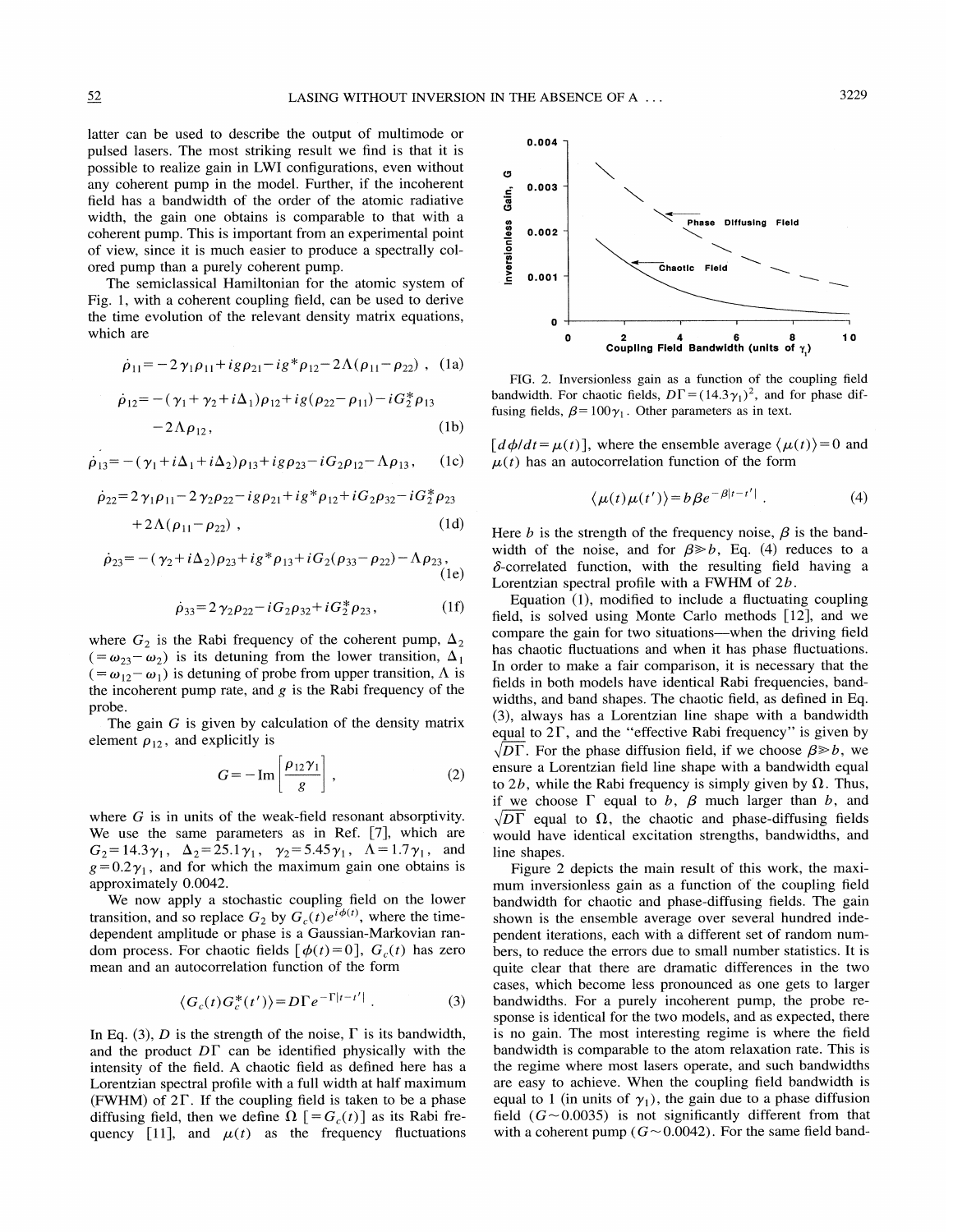latter can be used to describe the output of multimode or pulsed lasers. The most striking result we find is that it is possible to realize gain in LWI configurations, even without any coherent pump in the model. Further, if the incoherent field has a bandwidth of the order of the atomic radiative width, the gain one obtains is comparable to that with a coherent pump. This is important from an experimental point of view, since it is much easier to produce a spectrally colored pump than a purely coherent pump.

The semiclassical Hamiltonian for the atomic system of Fig. 1, with a coherent coupling field, can be used to derive the time evolution of the relevant density matrix equations, which are

$$\dot{\rho}_{11} = -2\gamma_1\rho_{11} + ig\rho_{21} - ig^*\rho_{12} - 2\Lambda(\rho_{11} - \rho_{22}) \;, \quad \text{(1a)}$$

$$\dot{\rho}_{12} = -(\gamma_1 + \gamma_2 + i\Delta_1)\rho_{12} + ig(\rho_{22} - \rho_{11}) - iG_2^*\rho_{13} - 2\Lambda\rho_{12}, \quad \text{(1b)}$$

$$\dot{\rho}_{13} = -(\gamma_1 + i\Delta_1 + i\Delta_2)\rho_{13} + ig\rho_{23} - iG_2\rho_{12} - \Lambda\rho_{13}, \quad \text{(1c)}$$

$$\dot{\rho}_{22} = 2\gamma_1\rho_{11} - 2\gamma_2\rho_{22} - ig\rho_{21} + ig^*\rho_{12} + iG_2\rho_{32} - iG_2^*\rho_{23} + 2\Lambda(\rho_{11} - \rho_{22}) \;, \quad \text{(1d)}$$

$$\dot{\rho}_{23} = -(\gamma_2 + i\Delta_2)\rho_{23} + ig^*\rho_{13} + iG_2(\rho_{33} - \rho_{22}) - \Lambda\rho_{23}, \quad \text{(1e)}$$

$$\dot{\rho}_{33} = 2\gamma_2\rho_{22} - iG_2\rho_{32} + iG_2^*\rho_{23}, \quad \text{(1f)}$$

where $G_2$ is the Rabi frequency of the coherent pump, $\Delta_2$ $(=\omega_{23} - \omega_2)$ is its detuning from the lower transition, $\Delta_1$ $(=\omega_{12} - \omega_1)$ is detuning of probe from upper transition, $\Lambda$ is the incoherent pump rate, and $g$ is the Rabi frequency of the probe.

The gain $G$ is given by calculation of the density matrix element $\rho_{12}$, and explicitly is

$$G = -\text{Im}\left[\frac{\rho_{12}\gamma_1}{g}\right], \quad \text{(2)}$$

where $G$ is in units of the weak-field resonant absorptivity. We use the same parameters as in Ref. [7], which are $G_2 = 14.3\gamma_1$, $\Delta_2 = 25.1\gamma_1$, $\gamma_2 = 5.45\gamma_1$, $\Lambda = 1.7\gamma_1$, and $g = 0.2\gamma_1$, and for which the maximum gain one obtains is approximately 0.0042.

We now apply a stochastic coupling field on the lower transition, and so replace $G_2$ by $G_c(t)e^{i\phi(t)}$, where the time-dependent amplitude or phase is a Gaussian-Markovian random process. For chaotic fields $[\phi(t) = 0]$, $G_c(t)$ has zero mean and an autocorrelation function of the form

$$\langle G_c(t)G_c^*(t')\rangle = D\Gamma e^{-\Gamma|t-t'|} \;. \quad \text{(3)}$$

In Eq. (3), $D$ is the strength of the noise, $\Gamma$ is its bandwidth, and the product $D\Gamma$ can be identified physically with the intensity of the field. A chaotic field as defined here has a Lorentzian spectral profile with a full width at half maximum (FWHM) of $2\Gamma$. If the coupling field is taken to be a phase diffusing field, then we define $\Omega$ $[=G_c(t)]$ as its Rabi frequency [11], and $\mu(t)$ as the frequency fluctuations $[d\phi/dt = \mu(t)]$, where the ensemble average $\langle\mu(t)\rangle = 0$ and $\mu(t)$ has an autocorrelation function of the form

$$\langle\mu(t)\mu(t')\rangle = b\beta e^{-\beta|t-t'|} \;. \quad \text{(4)}$$

Here $b$ is the strength of the frequency noise, $\beta$ is the bandwidth of the noise, and for $\beta \gg b$, Eq. (4) reduces to a $\delta$-correlated function, with the resulting field having a Lorentzian spectral profile with a FWHM of $2b$.

Equation (1), modified to include a fluctuating coupling field, is solved using Monte Carlo methods [12], and we compare the gain for two situations—when the driving field has chaotic fluctuations and when it has phase fluctuations. In order to make a fair comparison, it is necessary that the fields in both models have identical Rabi frequencies, bandwidths, and band shapes. The chaotic field, as defined in Eq. (3), always has a Lorentzian line shape with a bandwidth equal to $2\Gamma$, and the "effective Rabi frequency" is given by $\sqrt{D\Gamma}$. For the phase diffusion field, if we choose $\beta \gg b$, we ensure a Lorentzian field line shape with a bandwidth equal to $2b$, while the Rabi frequency is simply given by $\Omega$. Thus, if we choose $\Gamma$ equal to $b$, $\beta$ much larger than $b$, and $\sqrt{D\Gamma}$ equal to $\Omega$, the chaotic and phase-diffusing fields would have identical excitation strengths, bandwidths, and line shapes.

FIG. 2. Inversionless gain as a function of the coupling field bandwidth. For chaotic fields, $D\Gamma = (14.3\gamma_1)^2$, and for phase diffusing fields, $\beta = 100\gamma_1$. Other parameters as in text.

Figure 2 depicts the main result of this work, the maximum inversionless gain as a function of the coupling field bandwidth for chaotic and phase-diffusing fields. The gain shown is the ensemble average over several hundred independent iterations, each with a different set of random numbers, to reduce the errors due to small number statistics. It is quite clear that there are dramatic differences in the two cases, which become less pronounced as one gets to larger bandwidths. For a purely incoherent pump, the probe response is identical for the two models, and as expected, there is no gain. The most interesting regime is where the field bandwidth is comparable to the atom relaxation rate. This is the regime where most lasers operate, and such bandwidths are easy to achieve. When the coupling field bandwidth is equal to 1 (in units of $\gamma_1$), the gain due to a phase diffusion field $(G \sim 0.0035)$ is not significantly different from that with a coherent pump $(G \sim 0.0042)$. For the same field band-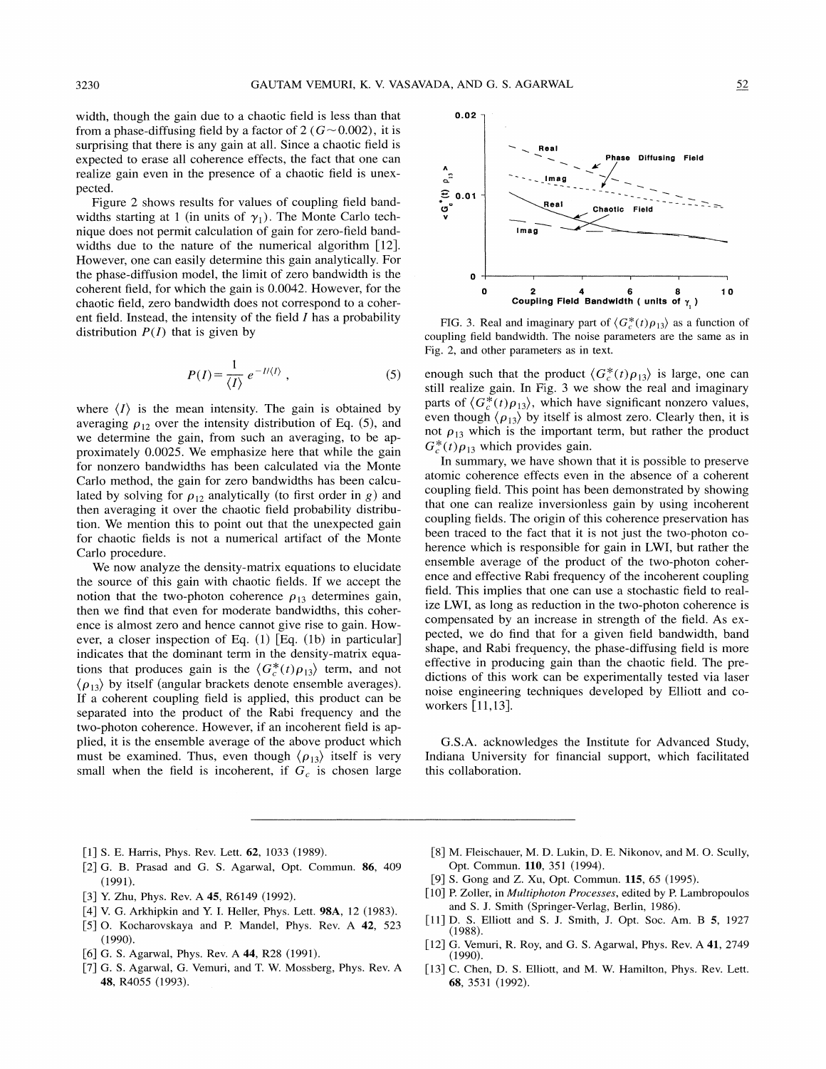width, though the gain due to a chaotic field is less than that from a phase-diffusing field by a factor of 2 ($G \sim 0.002$), it is surprising that there is any gain at all. Since a chaotic field is expected to erase all coherence effects, the fact that one can realize gain even in the presence of a chaotic field is unexpected.

Figure 2 shows results for values of coupling field bandwidths starting at 1 (in units of $\gamma_1$). The Monte Carlo technique does not permit calculation of gain for zero-field bandwidths due to the nature of the numerical algorithm [12]. However, one can easily determine this gain analytically. For the phase-diffusion model, the limit of zero bandwidth is the coherent field, for which the gain is 0.0042. However, for the chaotic field, zero bandwidth does not correspond to a coherent field. Instead, the intensity of the field $I$ has a probability distribution $P(I)$ that is given by

$$P(I) = \frac{1}{\langle I \rangle} e^{-I/\langle I \rangle} , \tag{5}$$

where $\langle I \rangle$ is the mean intensity. The gain is obtained by averaging $\rho_{12}$ over the intensity distribution of Eq. (5), and we determine the gain, from such an averaging, to be approximately 0.0025. We emphasize here that while the gain for nonzero bandwidths has been calculated via the Monte Carlo method, the gain for zero bandwidths has been calculated by solving for $\rho_{12}$ analytically (to first order in $g$) and then averaging it over the chaotic field probability distribution. We mention this to point out that the unexpected gain for chaotic fields is not a numerical artifact of the Monte Carlo procedure.

We now analyze the density-matrix equations to elucidate the source of this gain with chaotic fields. If we accept the notion that the two-photon coherence $\rho_{13}$ determines gain, then we find that even for moderate bandwidths, this coherence is almost zero and hence cannot give rise to gain. However, a closer inspection of Eq. (1) [Eq. (1b) in particular] indicates that the dominant term in the density-matrix equations that produces gain is the $\langle G_c^*(t)\rho_{13}\rangle$ term, and not $\langle \rho_{13}\rangle$ by itself (angular brackets denote ensemble averages). If a coherent coupling field is applied, this product can be separated into the product of the Rabi frequency and the two-photon coherence. However, if an incoherent field is applied, it is the ensemble average of the above product which must be examined. Thus, even though $\langle \rho_{13}\rangle$ itself is very small when the field is incoherent, if $G_c$ is chosen large enough such that the product $\langle G_c^*(t)\rho_{13}\rangle$ is large, one can still realize gain. In Fig. 3 we show the real and imaginary parts of $\langle G_c^*(t)\rho_{13}\rangle$, which have significant nonzero values, even though $\langle \rho_{13}\rangle$ by itself is almost zero. Clearly then, it is not $\rho_{13}$ which is the important term, but rather the product $G_c^*(t)\rho_{13}$ which provides gain.

0.02
0.01
0
$<G_c^*(t)\ \rho_{13}>$
Real
Imag
Phase Diffusing Field
Real
Imag
Chaotic Field
0 2 4 6 8 10
Coupling Field Bandwidth ( units of $\gamma_1$ )

FIG. 3. Real and imaginary part of $\langle G_c^*(t)\rho_{13}\rangle$ as a function of coupling field bandwidth. The noise parameters are the same as in Fig. 2, and other parameters as in text.

In summary, we have shown that it is possible to preserve atomic coherence effects even in the absence of a coherent coupling field. This point has been demonstrated by showing that one can realize inversionless gain by using incoherent coupling fields. The origin of this coherence preservation has been traced to the fact that it is not just the two-photon coherence which is responsible for gain in LWI, but rather the ensemble average of the product of the two-photon coherence and effective Rabi frequency of the incoherent coupling field. This implies that one can use a stochastic field to realize LWI, as long as reduction in the two-photon coherence is compensated by an increase in strength of the field. As expected, we do find that for a given field bandwidth, band shape, and Rabi frequency, the phase-diffusing field is more effective in producing gain than the chaotic field. The predictions of this work can be experimentally tested via laser noise engineering techniques developed by Elliott and coworkers [11,13].

G.S.A. acknowledges the Institute for Advanced Study, Indiana University for financial support, which facilitated this collaboration.

---

[1] S. E. Harris, Phys. Rev. Lett. **62**, 1033 (1989).

[2] G. B. Prasad and G. S. Agarwal, Opt. Commun. **86**, 409 (1991).

[3] Y. Zhu, Phys. Rev. A **45**, R6149 (1992).

[4] V. G. Arkhipkin and Y. I. Heller, Phys. Lett. **98A**, 12 (1983).

[5] O. Kocharovskaya and P. Mandel, Phys. Rev. A **42**, 523 (1990).

[6] G. S. Agarwal, Phys. Rev. A **44**, R28 (1991).

[7] G. S. Agarwal, G. Vemuri, and T. W. Mossberg, Phys. Rev. A **48**, R4055 (1993).

[8] M. Fleischauer, M. D. Lukin, D. E. Nikonov, and M. O. Scully, Opt. Commun. **110**, 351 (1994).

[9] S. Gong and Z. Xu, Opt. Commun. **115**, 65 (1995).

[10] P. Zoller, in *Multiphoton Processes*, edited by P. Lambropoulos and S. J. Smith (Springer-Verlag, Berlin, 1986).

[11] D. S. Elliott and S. J. Smith, J. Opt. Soc. Am. B **5**, 1927 (1988).

[12] G. Vemuri, R. Roy, and G. S. Agarwal, Phys. Rev. A **41**, 2749 (1990).

[13] C. Chen, D. S. Elliott, and M. W. Hamilton, Phys. Rev. Lett. **68**, 3531 (1992).